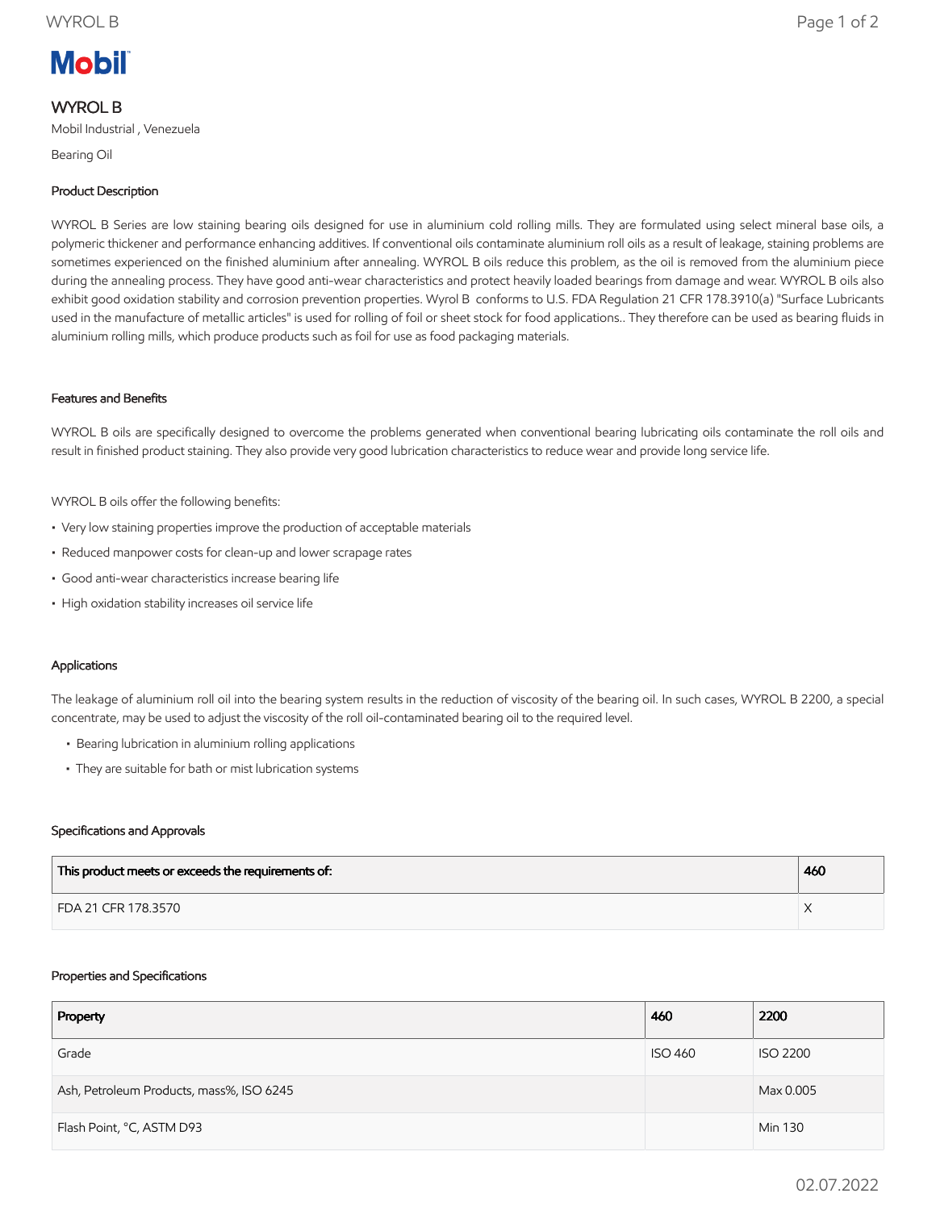Mobil

# WYROL B

Mobil Industrial , Venezuela

Bearing Oil

## Product Description

WYROL B Series are low staining bearing oils designed for use in aluminium cold rolling mills. They are formulated using select mineral base oils, a polymeric thickener and performance enhancing additives. If conventional oils contaminate aluminium roll oils as a result of leakage, staining problems are sometimes experienced on the finished aluminium after annealing. WYROL B oils reduce this problem, as the oil is removed from the aluminium piece during the annealing process. They have good anti-wear characteristics and protect heavily loaded bearings from damage and wear. WYROL B oils also exhibit good oxidation stability and corrosion prevention properties. Wyrol B conforms to U.S. FDA Regulation 21 CFR 178.3910(a) "Surface Lubricants used in the manufacture of metallic articles" is used for rolling of foil or sheet stock for food applications.. They therefore can be used as bearing fluids in aluminium rolling mills, which produce products such as foil for use as food packaging materials.

## Features and Benefits

WYROL B oils are specifically designed to overcome the problems generated when conventional bearing lubricating oils contaminate the roll oils and result in finished product staining. They also provide very good lubrication characteristics to reduce wear and provide long service life.

WYROL B oils offer the following benefits:

- Very low staining properties improve the production of acceptable materials
- Reduced manpower costs for clean-up and lower scrapage rates
- Good anti-wear characteristics increase bearing life
- High oxidation stability increases oil service life

## Applications

The leakage of aluminium roll oil into the bearing system results in the reduction of viscosity of the bearing oil. In such cases, WYROL B 2200, a special concentrate, may be used to adjust the viscosity of the roll oil-contaminated bearing oil to the required level.

- Bearing lubrication in aluminium rolling applications
- They are suitable for bath or mist lubrication systems

## Specifications and Approvals

| This product meets or exceeds the requirements of: | 460 |
|---|---|
| FDA 21 CFR 178.3570 | X |

## Properties and Specifications

| Property | 460 | 2200 |
|---|---|---|
| Grade | ISO 460 | ISO 2200 |
| Ash, Petroleum Products, mass%, ISO 6245 | | Max 0.005 |
| Flash Point, °C, ASTM D93 | | Min 130 |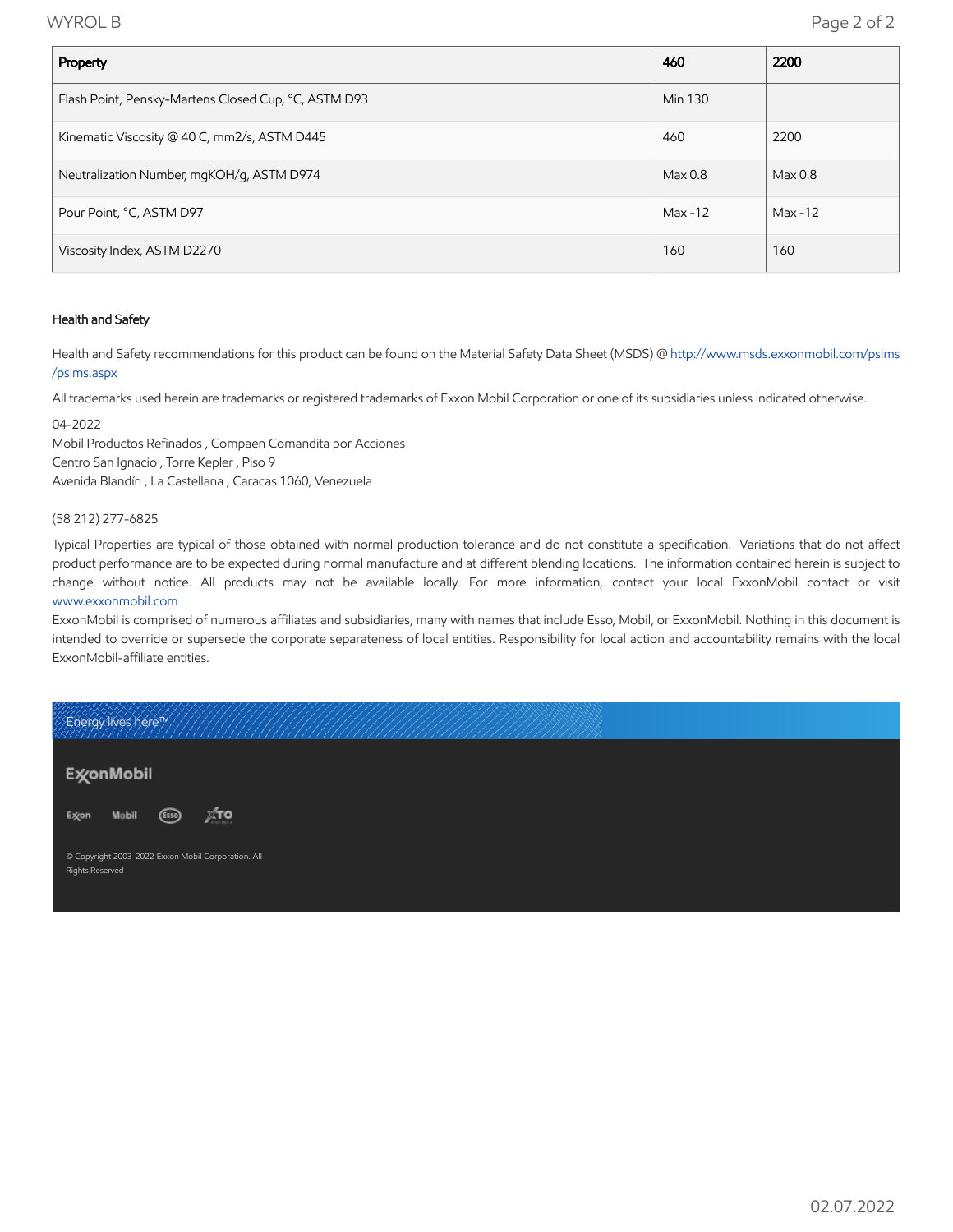| Property | 460 | 2200 |
| --- | --- | --- |
| Flash Point, Pensky-Martens Closed Cup, °C, ASTM D93 | Min 130 | |
| Kinematic Viscosity @ 40 C, mm2/s, ASTM D445 | 460 | 2200 |
| Neutralization Number, mgKOH/g, ASTM D974 | Max 0.8 | Max 0.8 |
| Pour Point, °C, ASTM D97 | Max -12 | Max -12 |
| Viscosity Index, ASTM D2270 | 160 | 160 |

### Health and Safety

Health and Safety recommendations for this product can be found on the Material Safety Data Sheet (MSDS) @ http://www.msds.exxonmobil.com/psims/psims.aspx

All trademarks used herein are trademarks or registered trademarks of Exxon Mobil Corporation or one of its subsidiaries unless indicated otherwise.

04-2022
Mobil Productos Refinados , Compaen Comandita por Acciones
Centro San Ignacio , Torre Kepler , Piso 9
Avenida Blandín , La Castellana , Caracas 1060, Venezuela

(58 212) 277-6825

Typical Properties are typical of those obtained with normal production tolerance and do not constitute a specification. Variations that do not affect product performance are to be expected during normal manufacture and at different blending locations. The information contained herein is subject to change without notice. All products may not be available locally. For more information, contact your local ExxonMobil contact or visit www.exxonmobil.com

ExxonMobil is comprised of numerous affiliates and subsidiaries, many with names that include Esso, Mobil, or ExxonMobil. Nothing in this document is intended to override or supersede the corporate separateness of local entities. Responsibility for local action and accountability remains with the local ExxonMobil-affiliate entities.

Energy lives here™

ExxonMobil

Exxon Mobil Esso XTO

© Copyright 2003-2022 Exxon Mobil Corporation. All Rights Reserved